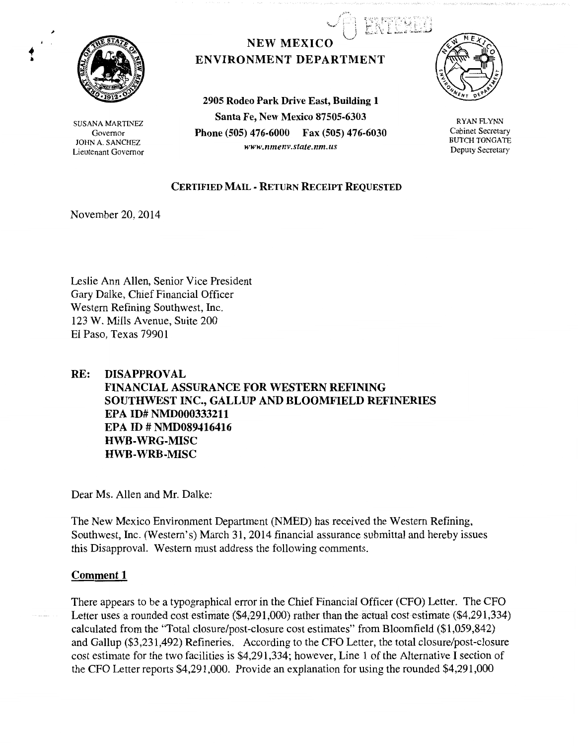NEW MEXICO
ENVIRONMENT DEPARTMENT

SUSANA MARTINEZ
Governor
JOHN A. SANCHEZ
Lieutenant Governor

2905 Rodeo Park Drive East, Building 1
Santa Fe, New Mexico 87505-6303
Phone (505) 476-6000 Fax (505) 476-6030
*www.nmenv.state.nm.us*

RYAN FLYNN
Cabinet Secretary
BUTCH TONGATE
Deputy Secretary

**CERTIFIED MAIL - RETURN RECEIPT REQUESTED**

November 20, 2014

Leslie Ann Allen, Senior Vice President
Gary Dalke, Chief Financial Officer
Western Refining Southwest, Inc.
123 W. Mills Avenue, Suite 200
El Paso, Texas 79901

**RE: DISAPPROVAL
FINANCIAL ASSURANCE FOR WESTERN REFINING SOUTHWEST INC., GALLUP AND BLOOMFIELD REFINERIES
EPA ID# NMD000333211
EPA ID # NMD089416416
HWB-WRG-MISC
HWB-WRB-MISC**

Dear Ms. Allen and Mr. Dalke:

The New Mexico Environment Department (NMED) has received the Western Refining, Southwest, Inc. (Western's) March 31, 2014 financial assurance submittal and hereby issues this Disapproval. Western must address the following comments.

**Comment 1**

There appears to be a typographical error in the Chief Financial Officer (CFO) Letter. The CFO Letter uses a rounded cost estimate ($4,291,000) rather than the actual cost estimate ($4,291,334) calculated from the "Total closure/post-closure cost estimates" from Bloomfield ($1,059,842) and Gallup ($3,231,492) Refineries. According to the CFO Letter, the total closure/post-closure cost estimate for the two facilities is $4,291,334; however, Line 1 of the Alternative I section of the CFO Letter reports $4,291,000. Provide an explanation for using the rounded $4,291,000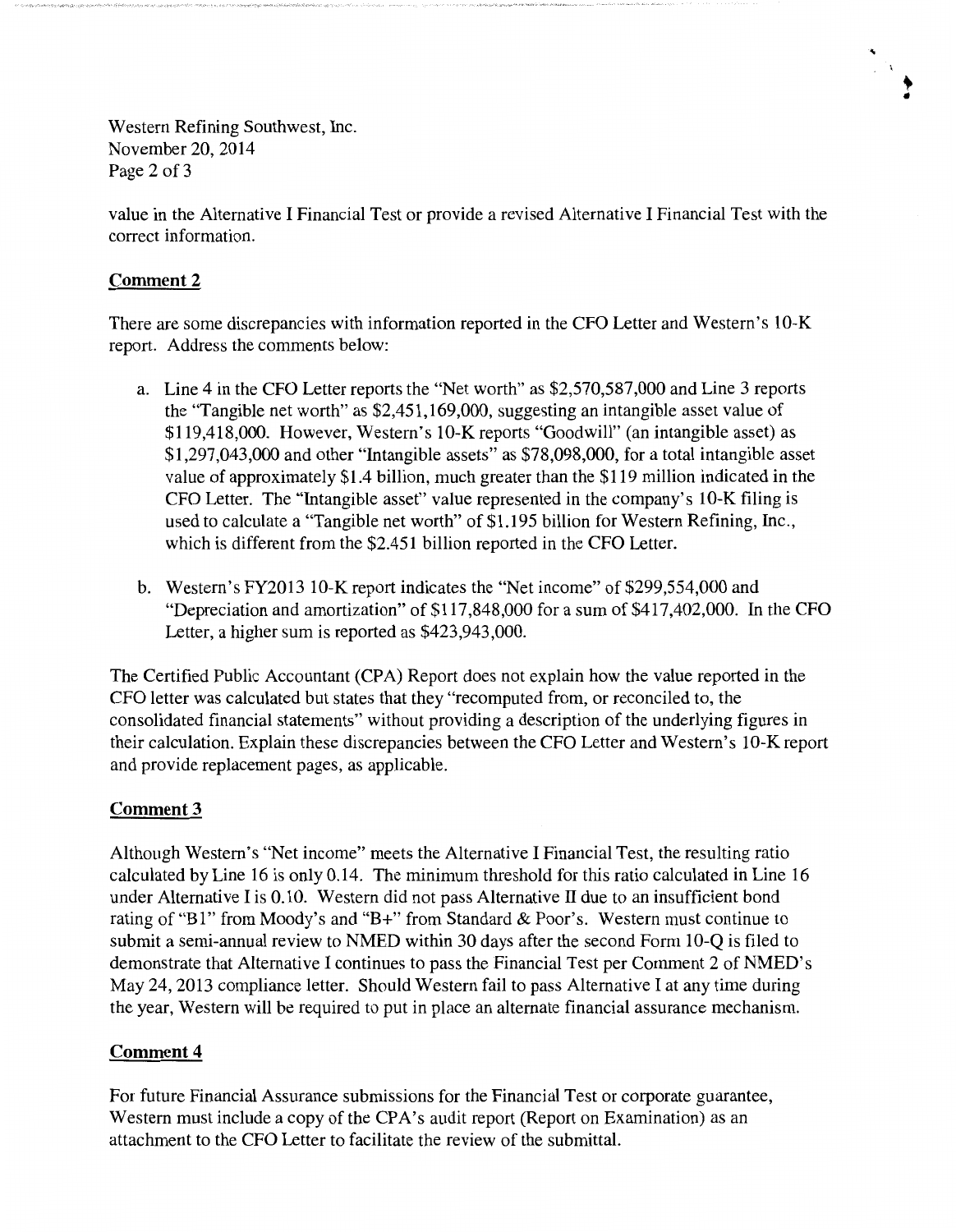value in the Alternative I Financial Test or provide a revised Alternative I Financial Test with the correct information.

## Comment 2

There are some discrepancies with information reported in the CFO Letter and Western's 10-K report. Address the comments below:

a. Line 4 in the CFO Letter reports the "Net worth" as $2,570,587,000 and Line 3 reports the "Tangible net worth" as $2,451,169,000, suggesting an intangible asset value of $119,418,000. However, Western's 10-K reports "Goodwill" (an intangible asset) as $1,297,043,000 and other "Intangible assets" as $78,098,000, for a total intangible asset value of approximately $1.4 billion, much greater than the $119 million indicated in the CFO Letter. The "Intangible asset" value represented in the company's 10-K filing is used to calculate a "Tangible net worth" of $1.195 billion for Western Refining, Inc., which is different from the $2.451 billion reported in the CFO Letter.

b. Western's FY2013 10-K report indicates the "Net income" of $299,554,000 and "Depreciation and amortization" of $117,848,000 for a sum of $417,402,000. In the CFO Letter, a higher sum is reported as $423,943,000.

The Certified Public Accountant (CPA) Report does not explain how the value reported in the CFO letter was calculated but states that they "recomputed from, or reconciled to, the consolidated financial statements" without providing a description of the underlying figures in their calculation. Explain these discrepancies between the CFO Letter and Western's 10-K report and provide replacement pages, as applicable.

## Comment 3

Although Western's "Net income" meets the Alternative I Financial Test, the resulting ratio calculated by Line 16 is only 0.14. The minimum threshold for this ratio calculated in Line 16 under Alternative I is 0.10. Western did not pass Alternative II due to an insufficient bond rating of "B1" from Moody's and "B+" from Standard & Poor's. Western must continue to submit a semi-annual review to NMED within 30 days after the second Form 10-Q is filed to demonstrate that Alternative I continues to pass the Financial Test per Comment 2 of NMED's May 24, 2013 compliance letter. Should Western fail to pass Alternative I at any time during the year, Western will be required to put in place an alternate financial assurance mechanism.

## Comment 4

For future Financial Assurance submissions for the Financial Test or corporate guarantee, Western must include a copy of the CPA's audit report (Report on Examination) as an attachment to the CFO Letter to facilitate the review of the submittal.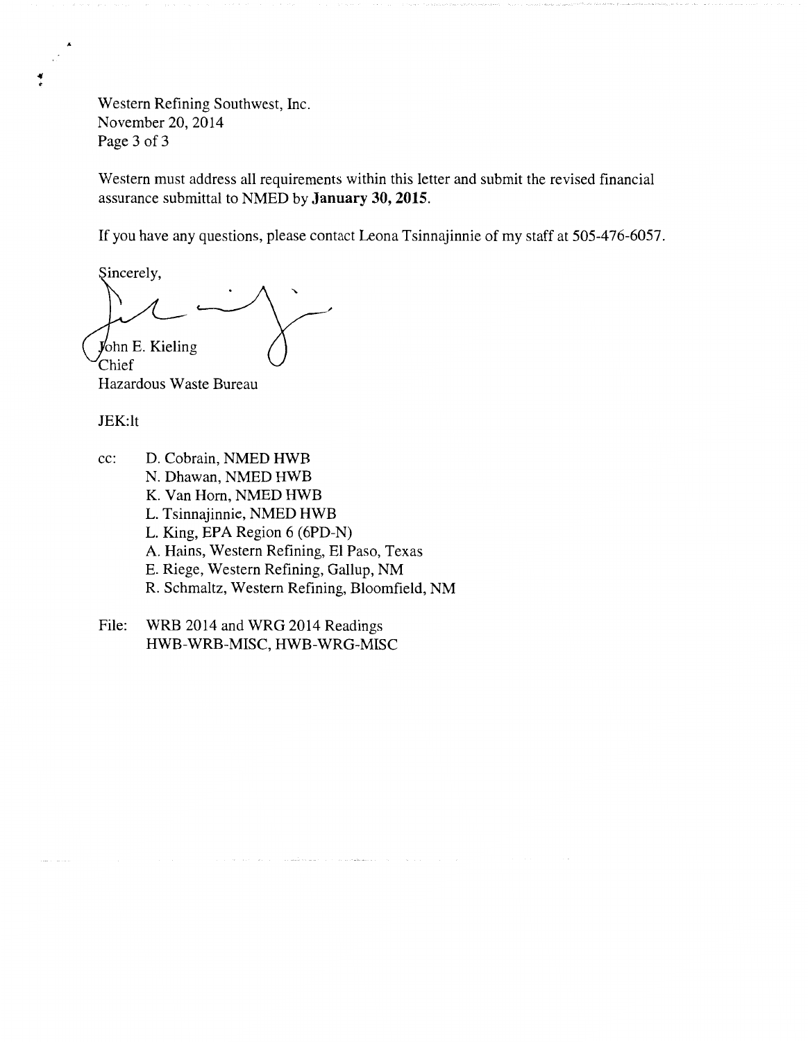Western must address all requirements within this letter and submit the revised financial assurance submittal to NMED by **January 30, 2015**.

If you have any questions, please contact Leona Tsinnajinnie of my staff at 505-476-6057.

Sincerely,

John E. Kieling
Chief
Hazardous Waste Bureau

JEK:lt

cc: D. Cobrain, NMED HWB
N. Dhawan, NMED HWB
K. Van Horn, NMED HWB
L. Tsinnajinnie, NMED HWB
L. King, EPA Region 6 (6PD-N)
A. Hains, Western Refining, El Paso, Texas
E. Riege, Western Refining, Gallup, NM
R. Schmaltz, Western Refining, Bloomfield, NM

File: WRB 2014 and WRG 2014 Readings
HWB-WRB-MISC, HWB-WRG-MISC